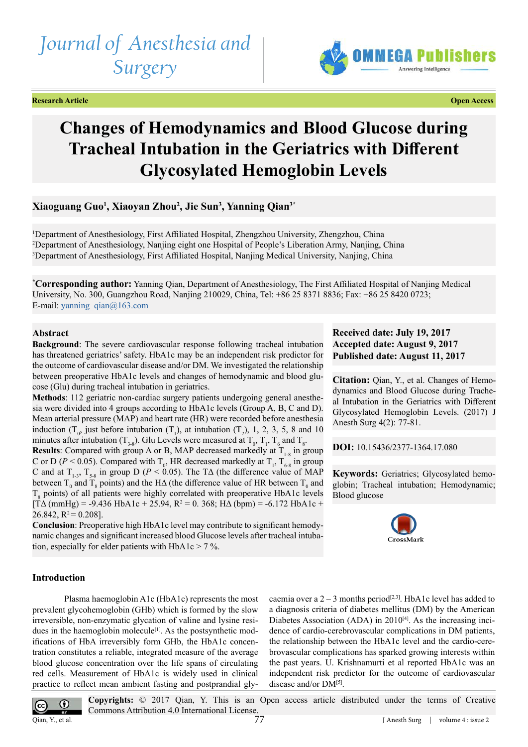Journal of Anesthesia and Surgery

**Research Article** **Open Access**

# Changes of Hemodynamics and Blood Glucose during Tracheal Intubation in the Geriatrics with Different Glycosylated Hemoglobin Levels

**Xiaoguang Guo[1], Xiaoyan Zhou[2], Jie Sun[3], Yanning Qian[3*]**

[1]Department of Anesthesiology, First Affiliated Hospital, Zhengzhou University, Zhengzhou, China
[2]Department of Anesthesiology, Nanjing eight one Hospital of People's Liberation Army, Nanjing, China
[3]Department of Anesthesiology, First Affiliated Hospital, Nanjing Medical University, Nanjing, China

[*]**Corresponding author:** Yanning Qian, Department of Anesthesiology, The First Affiliated Hospital of Nanjing Medical University, No. 300, Guangzhou Road, Nanjing 210029, China, Tel: +86 25 8371 8836; Fax: +86 25 8420 0723; E-mail: yanning_qian@163.com

## Abstract

**Background**: The severe cardiovascular response following tracheal intubation has threatened geriatrics' safety. HbA1c may be an independent risk predictor for the outcome of cardiovascular disease and/or DM. We investigated the relationship between preoperative HbA1c levels and changes of hemodynamic and blood glucose (Glu) during tracheal intubation in geriatrics.

**Methods**: 112 geriatric non-cardiac surgery patients undergoing general anesthesia were divided into 4 groups according to HbA1c levels (Group A, B, C and D). Mean arterial pressure (MAP) and heart rate (HR) were recorded before anesthesia induction ($T_0$, just before intubation ($T_1$), at intubation ($T_2$), 1, 2, 3, 5, 8 and 10 minutes after intubation ($T_{3-8}$). Glu Levels were measured at $T_0$, $T_1$, $T_6$ and $T_8$.

**Results**: Compared with group A or B, MAP decreased markedly at $T_{1-8}$ in group C or D ($P < 0.05$). Compared with $T_0$, HR decreased markedly at $T_1$, $T_{6-8}$ in group C and at $T_{1-3}$, $T_{5-8}$ in group D ($P < 0.05$). The TΔ (the difference value of MAP between $T_0$ and $T_8$ points) and the HΔ (the difference value of HR between $T_0$ and $T_8$ points) of all patients were highly correlated with preoperative HbA1c levels [TΔ (mmHg) = -9.436 HbA1c + 25.94, $R^2$ = 0. 368; HΔ (bpm) = -6.172 HbA1c + 26.842, $R^2$ = 0.208].

**Conclusion**: Preoperative high HbA1c level may contribute to significant hemodynamic changes and significant increased blood Glucose levels after tracheal intubation, especially for elder patients with HbA1c > 7 %.

**Received date: July 19, 2017**
**Accepted date: August 9, 2017**
**Published date: August 11, 2017**

**Citation:** Qian, Y., et al. Changes of Hemodynamics and Blood Glucose during Tracheal Intubation in the Geriatrics with Different Glycosylated Hemoglobin Levels. (2017) J Anesth Surg 4(2): 77-81.

**DOI:** 10.15436/2377-1364.17.080

**Keywords:** Geriatrics; Glycosylated hemoglobin; Tracheal intubation; Hemodynamic; Blood glucose

## Introduction

Plasma haemoglobin A1c (HbA1c) represents the most prevalent glycohemoglobin (GHb) which is formed by the slow irreversible, non-enzymatic glycation of valine and lysine residues in the haemoglobin molecule[1]. As the postsynthetic modifications of HbA irreversibly form GHb, the HbA1c concentration constitutes a reliable, integrated measure of the average blood glucose concentration over the life spans of circulating red cells. Measurement of HbA1c is widely used in clinical practice to reflect mean ambient fasting and postprandial glycaemia over a 2 – 3 months period[2,3]. HbA1c level has added to a diagnosis criteria of diabetes mellitus (DM) by the American Diabetes Association (ADA) in 2010[4]. As the increasing incidence of cardio-cerebrovascular complications in DM patients, the relationship between the HbA1c level and the cardio-cerebrovascular complications has sparked growing interests within the past years. U. Krishnamurti et al reported HbA1c was an independent risk predictor for the outcome of cardiovascular disease and/or DM[5].

**Copyrights:** © 2017 Qian, Y. This is an Open access article distributed under the terms of Creative Commons Attribution 4.0 International License.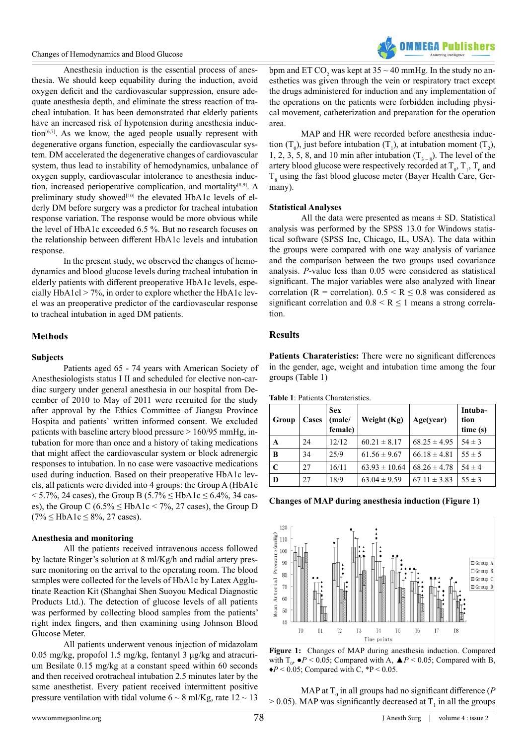Anesthesia induction is the essential process of anesthesia. We should keep equability during the induction, avoid oxygen deficit and the cardiovascular suppression, ensure adequate anesthesia depth, and eliminate the stress reaction of tracheal intubation. It has been demonstrated that elderly patients have an increased risk of hypotension during anesthesia induction[6,7]. As we know, the aged people usually represent with degenerative organs function, especially the cardiovascular system. DM accelerated the degenerative changes of cardiovascular system, thus lead to instability of hemodynamics, unbalance of oxygen supply, cardiovascular intolerance to anesthesia induction, increased perioperative complication, and mortality[8,9]. A preliminary study showed[10] the elevated HbA1c levels of elderly DM before surgery was a predictor for tracheal intubation response variation. The response would be more obvious while the level of HbA1c exceeded 6.5 %. But no research focuses on the relationship between different HbA1c levels and intubation response.

In the present study, we observed the changes of hemodynamics and blood glucose levels during tracheal intubation in elderly patients with different preoperative HbA1c levels, especially HbA1cl > 7%, in order to explore whether the HbA1c level was an preoperative predictor of the cardiovascular response to tracheal intubation in aged DM patients.

## Methods

### Subjects

Patients aged 65 - 74 years with American Society of Anesthesiologists status I II and scheduled for elective non-cardiac surgery under general anesthesia in our hospital from December of 2010 to May of 2011 were recruited for the study after approval by the Ethics Committee of Jiangsu Province Hospita and patients` written informed consent. We excluded patients with baseline artery blood pressure > 160/95 mmHg, intubation for more than once and a history of taking medications that might affect the cardiovascular system or block adrenergic responses to intubation. In no case were vasoactive medications used during induction. Based on their preoperative HbA1c levels, all patients were divided into 4 groups: the Group A (HbA1c < 5.7%, 24 cases), the Group B (5.7% ≤ HbA1c ≤ 6.4%, 34 cases), the Group C (6.5% ≤ HbA1c < 7%, 27 cases), the Group D (7% ≤ HbA1c ≤ 8%, 27 cases).

### Anesthesia and monitoring

All the patients received intravenous access followed by lactate Ringer's solution at 8 ml/Kg/h and radial artery pressure monitoring on the arrival to the operating room. The blood samples were collected for the levels of HbA1c by Latex Agglutinate Reaction Kit (Shanghai Shen Suoyou Medical Diagnostic Products Ltd.). The detection of glucose levels of all patients was performed by collecting blood samples from the patients' right index fingers, and then examining using Johnson Blood Glucose Meter.

All patients underwent venous injection of midazolam 0.05 mg/kg, propofol 1.5 mg/kg, fentanyl 3 μg/kg and atracurium Besilate 0.15 mg/kg at a constant speed within 60 seconds and then received orotracheal intubation 2.5 minutes later by the same anesthetist. Every patient received intermittent positive pressure ventilation with tidal volume 6 ~ 8 ml/Kg, rate 12 ~ 13 bpm and ET $CO_2$ was kept at 35 ~ 40 mmHg. In the study no anesthetics was given through the vein or respiratory tract except the drugs administered for induction and any implementation of the operations on the patients were forbidden including physical movement, catheterization and preparation for the operation area.

MAP and HR were recorded before anesthesia induction ($T_0$), just before intubation ($T_1$), at intubation moment ($T_2$), 1, 2, 3, 5, 8, and 10 min after intubation ($T_{3\sim8}$). The level of the artery blood glucose were respectively recorded at $T_0$, $T_1$, $T_6$ and $T_8$ using the fast blood glucose meter (Bayer Health Care, Germany).

### Statistical Analyses

All the data were presented as means ± SD. Statistical analysis was performed by the SPSS 13.0 for Windows statistical software (SPSS Inc, Chicago, IL, USA). The data within the groups were compared with one way analysis of variance and the comparison between the two groups used covariance analysis. *P*-value less than 0.05 were considered as statistical significant. The major variables were also analyzed with linear correlation (R = correlation). 0.5 < R ≤ 0.8 was considered as significant correlation and 0.8 < R ≤ 1 means a strong correlation.

## Results

**Patients Charateristics:** There were no significant differences in the gender, age, weight and intubation time among the four groups (Table 1)

**Table 1**: Patients Charateristics.

| Group | Cases | Sex (male/ female) | Weight (Kg) | Age(year) | Intubation time (s) |
|---|---|---|---|---|---|
| **A** | 24 | 12/12 | 60.21 ± 8.17 | 68.25 ± 4.95 | 54 ± 3 |
| **B** | 34 | 25/9 | 61.56 ± 9.67 | 66.18 ± 4.81 | 55 ± 5 |
| **C** | 27 | 16/11 | 63.93 ± 10.64 | 68.26 ± 4.78 | 54 ± 4 |
| **D** | 27 | 18/9 | 63.04 ± 9.59 | 67.11 ± 3.83 | 55 ± 3 |

**Changes of MAP during anesthesia induction (Figure 1)**

Mean Arterial Pressure (mmHg)
120
110
100
90
80
70
60
50
40
T0 T1 T2 T3 T4 T5 T6 T7 T8
Time points
Group A
Group B
Group C
Group D

**Figure 1:** Changes of MAP during anesthesia induction. Compared with $T_0$, ●*P* < 0.05; Compared with A, ▲*P* < 0.05; Compared with B, ♦*P* < 0.05; Compared with C, *P < 0.05.

MAP at $T_0$ in all groups had no significant difference (*P* > 0.05). MAP was significantly decreased at $T_1$ in all the groups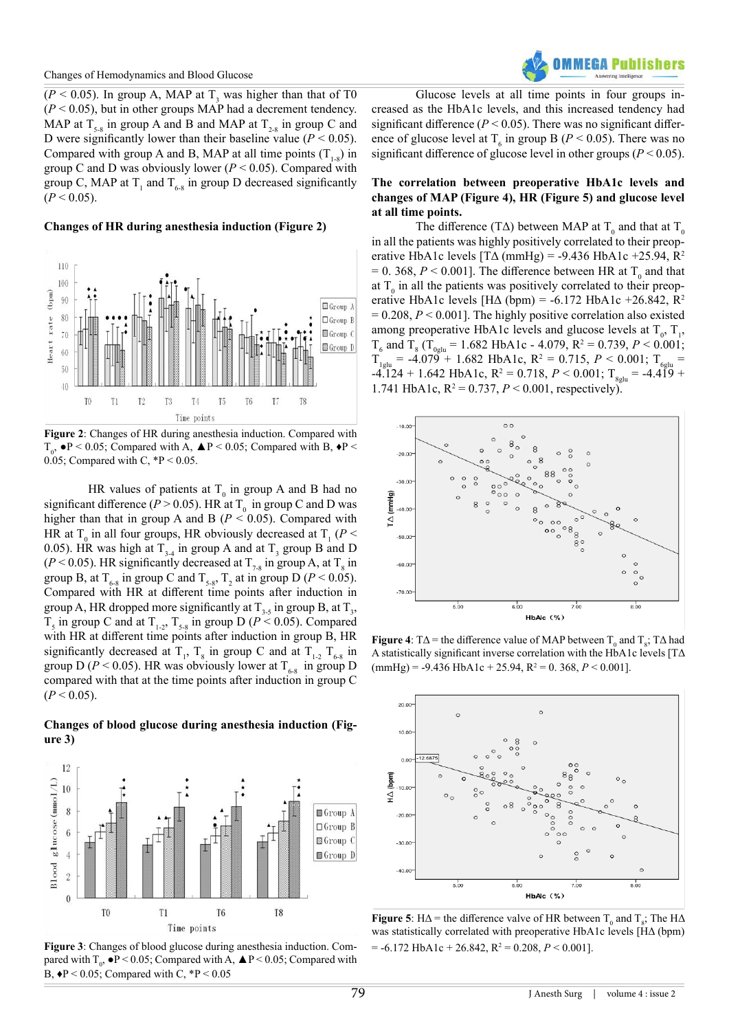($P < 0.05$). In group A, MAP at $T_3$ was higher than that of T0 ($P < 0.05$), but in other groups MAP had a decrement tendency. MAP at $T_{5-8}$ in group A and B and MAP at $T_{2-8}$ in group C and D were significantly lower than their baseline value ($P < 0.05$). Compared with group A and B, MAP at all time points ($T_{1-8}$) in group C and D was obviously lower ($P < 0.05$). Compared with group C, MAP at $T_1$ and $T_{6-8}$ in group D decreased significantly ($P < 0.05$).

**Changes of HR during anesthesia induction (Figure 2)**

110
100
90
80
70
60
50
40
Heart rate (bpm)
T0 T1 T2 T3 T4 T5 T6 T7 T8
Time points
Group A
Group B
Group C
Group D

**Figure 2**: Changes of HR during anesthesia induction. Compared with $T_0$, ●P < 0.05; Compared with A, ▲P < 0.05; Compared with B, ♦P < 0.05; Compared with C, *P < 0.05.

HR values of patients at $T_0$ in group A and B had no significant difference ($P > 0.05$). HR at $T_0$ in group C and D was higher than that in group A and B ($P < 0.05$). Compared with HR at $T_0$ in all four groups, HR obviously decreased at $T_1$ ($P < 0.05$). HR was high at $T_{3-4}$ in group A and at $T_3$ group B and D ($P < 0.05$). HR significantly decreased at $T_{7-8}$ in group A, at $T_8$ in group B, at $T_{6-8}$ in group C and $T_{5-8}$, $T_2$ at in group D ($P < 0.05$). Compared with HR at different time points after induction in group A, HR dropped more significantly at $T_{3-5}$ in group B, at $T_3$, $T_5$ in group C and at $T_{1-2}$, $T_{5-8}$ in group D ($P < 0.05$). Compared with HR at different time points after induction in group B, HR significantly decreased at $T_1$, $T_8$ in group C and at $T_{1-2}$ $T_{6-8}$ in group D ($P < 0.05$). HR was obviously lower at $T_{6-8}$ in group D compared with that at the time points after induction in group C ($P < 0.05$).

**Changes of blood glucose during anesthesia induction (Figure 3)**

12
10
8
6
4
2
0
Blood glucose (mmol/L)
T0 T1 T6 T8
Time points
Group A
Group B
Group C
Group D

**Figure 3**: Changes of blood glucose during anesthesia induction. Compared with $T_0$, ●P < 0.05; Compared with A, ▲P < 0.05; Compared with B, ♦P < 0.05; Compared with C, *P < 0.05

Glucose levels at all time points in four groups increased as the HbA1c levels, and this increased tendency had significant difference ($P < 0.05$). There was no significant difference of glucose level at $T_6$ in group B ($P < 0.05$). There was no significant difference of glucose level in other groups ($P < 0.05$).

**The correlation between preoperative HbA1c levels and changes of MAP (Figure 4), HR (Figure 5) and glucose level at all time points.**

The difference (TΔ) between MAP at $T_0$ and that at $T_0$ in all the patients was highly positively correlated to their preoperative HbA1c levels [TΔ (mmHg) = -9.436 HbA1c +25.94, $R^2 = 0.368$, $P < 0.001$]. The difference between HR at $T_0$ and that at $T_0$ in all the patients was positively correlated to their preoperative HbA1c levels [HΔ (bpm) = -6.172 HbA1c +26.842, $R^2 = 0.208$, $P < 0.001$]. The highly positive correlation also existed among preoperative HbA1c levels and glucose levels at $T_0$, $T_1$, $T_6$ and $T_8$ ($T_{0glu}$ = 1.682 HbA1c - 4.079, $R^2 = 0.739$, $P < 0.001$; $T_{1glu}$ = -4.079 + 1.682 HbA1c, $R^2 = 0.715$, $P < 0.001$; $T_{6glu}$ = -4.124 + 1.642 HbA1c, $R^2 = 0.718$, $P < 0.001$; $T_{8glu}$ = -4.419 + 1.741 HbA1c, $R^2 = 0.737$, $P < 0.001$, respectively).

-10.00
-20.00
-30.00
-40.00
-50.00
-60.00
-70.00
TΔ (mmHg)
5.00 6.00 7.00 8.00
HbAlc (%)

**Figure 4**: TΔ = the difference value of MAP between $T_0$ and $T_8$; TΔ had A statistically significant inverse correlation with the HbA1c levels [TΔ (mmHg) = -9.436 HbA1c + 25.94, $R^2 = 0.368$, $P < 0.001$].

20.00
10.00
0.00
-12.6875
-10.00
-20.00
-30.00
-40.00
HΔ (bpm)
5.00 6.00 7.00 8.00
HbAlc (%)

**Figure 5**: HΔ = the difference valve of HR between $T_0$ and $T_8$; The HΔ was statistically correlated with preoperative HbA1c levels [HΔ (bpm) = -6.172 HbA1c + 26.842, $R^2 = 0.208$, $P < 0.001$].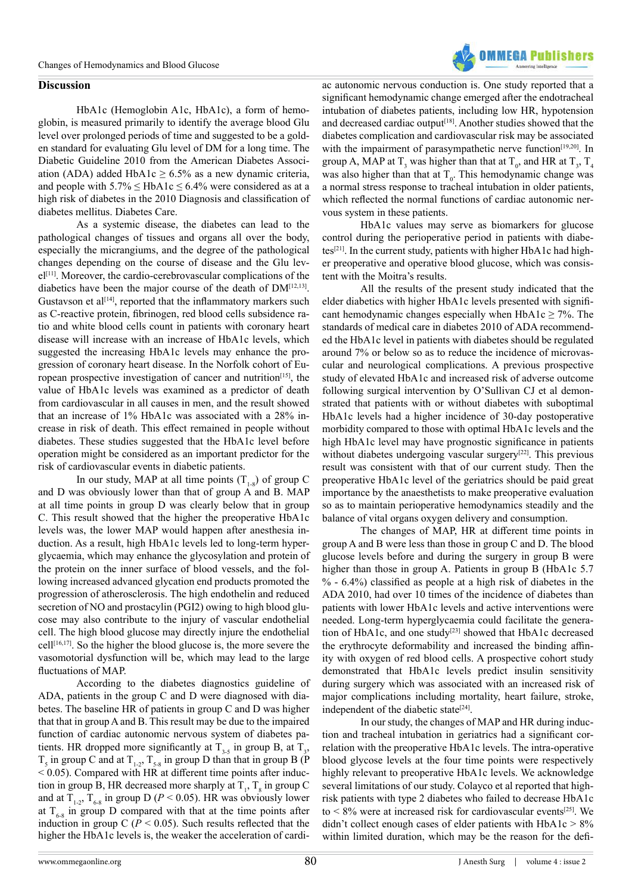## Discussion

HbA1c (Hemoglobin A1c, HbA1c), a form of hemoglobin, is measured primarily to identify the average blood Glu level over prolonged periods of time and suggested to be a golden standard for evaluating Glu level of DM for a long time. The Diabetic Guideline 2010 from the American Diabetes Association (ADA) added HbA1c ≥ 6.5% as a new dynamic criteria, and people with 5.7% ≤ HbA1c ≤ 6.4% were considered as at a high risk of diabetes in the 2010 Diagnosis and classification of diabetes mellitus. Diabetes Care.

As a systemic disease, the diabetes can lead to the pathological changes of tissues and organs all over the body, especially the micrangiums, and the degree of the pathological changes depending on the course of disease and the Glu level[11]. Moreover, the cardio-cerebrovascular complications of the diabetics have been the major course of the death of DM[12,13]. Gustavson et al[14], reported that the inflammatory markers such as C-reactive protein, fibrinogen, red blood cells subsidence ratio and white blood cells count in patients with coronary heart disease will increase with an increase of HbA1c levels, which suggested the increasing HbA1c levels may enhance the progression of coronary heart disease. In the Norfolk cohort of European prospective investigation of cancer and nutrition[15], the value of HbA1c levels was examined as a predictor of death from cardiovascular in all causes in men, and the result showed that an increase of 1% HbA1c was associated with a 28% increase in risk of death. This effect remained in people without diabetes. These studies suggested that the HbA1c level before operation might be considered as an important predictor for the risk of cardiovascular events in diabetic patients.

In our study, MAP at all time points ($T_{1\text{-}8}$) of group C and D was obviously lower than that of group A and B. MAP at all time points in group D was clearly below that in group C. This result showed that the higher the preoperative HbA1c levels was, the lower MAP would happen after anesthesia induction. As a result, high HbA1c levels led to long-term hyperglycaemia, which may enhance the glycosylation and protein of the protein on the inner surface of blood vessels, and the following increased advanced glycation end products promoted the progression of atherosclerosis. The high endothelin and reduced secretion of NO and prostacylin (PGI2) owing to high blood glucose may also contribute to the injury of vascular endothelial cell. The high blood glucose may directly injure the endothelial cell[16,17]. So the higher the blood glucose is, the more severe the vasomotorial dysfunction will be, which may lead to the large fluctuations of MAP.

According to the diabetes diagnostics guideline of ADA, patients in the group C and D were diagnosed with diabetes. The baseline HR of patients in group C and D was higher that that in group A and B. This result may be due to the impaired function of cardiac autonomic nervous system of diabetes patients. HR dropped more significantly at $T_{3\text{-}5}$ in group B, at $T_3$, $T_5$ in group C and at $T_{1\text{-}2}$, $T_{5\text{-}8}$ in group D than that in group B ($P < 0.05$). Compared with HR at different time points after induction in group B, HR decreased more sharply at $T_1$, $T_8$ in group C and at $T_{1\text{-}2}$, $T_{6\text{-}8}$ in group D ($P < 0.05$). HR was obviously lower at $T_{6\text{-}8}$ in group D compared with that at the time points after induction in group C ($P < 0.05$). Such results reflected that the higher the HbA1c levels is, the weaker the acceleration of cardiac autonomic nervous conduction is. One study reported that a significant hemodynamic change emerged after the endotracheal intubation of diabetes patients, including low HR, hypotension and decreased cardiac output[18]. Another studies showed that the diabetes complication and cardiovascular risk may be associated with the impairment of parasympathetic nerve function[19,20]. In group A, MAP at $T_3$ was higher than that at $T_0$, and HR at $T_3$, $T_4$ was also higher than that at $T_0$. This hemodynamic change was a normal stress response to tracheal intubation in older patients, which reflected the normal functions of cardiac autonomic nervous system in these patients.

HbA1c values may serve as biomarkers for glucose control during the perioperative period in patients with diabetes[21]. In the current study, patients with higher HbA1c had higher preoperative and operative blood glucose, which was consistent with the Moitra's results.

All the results of the present study indicated that the elder diabetics with higher HbA1c levels presented with significant hemodynamic changes especially when HbA1c ≥ 7%. The standards of medical care in diabetes 2010 of ADA recommended the HbA1c level in patients with diabetes should be regulated around 7% or below so as to reduce the incidence of microvascular and neurological complications. A previous prospective study of elevated HbA1c and increased risk of adverse outcome following surgical intervention by O'Sullivan CJ et al demonstrated that patients with or without diabetes with suboptimal HbA1c levels had a higher incidence of 30-day postoperative morbidity compared to those with optimal HbA1c levels and the high HbA1c level may have prognostic significance in patients without diabetes undergoing vascular surgery[22]. This previous result was consistent with that of our current study. Then the preoperative HbA1c level of the geriatrics should be paid great importance by the anaesthetists to make preoperative evaluation so as to maintain perioperative hemodynamics steadily and the balance of vital organs oxygen delivery and consumption.

The changes of MAP, HR at different time points in group A and B were less than those in group C and D. The blood glucose levels before and during the surgery in group B were higher than those in group A. Patients in group B (HbA1c 5.7 % - 6.4%) classified as people at a high risk of diabetes in the ADA 2010, had over 10 times of the incidence of diabetes than patients with lower HbA1c levels and active interventions were needed. Long-term hyperglycaemia could facilitate the generation of HbA1c, and one study[23] showed that HbA1c decreased the erythrocyte deformability and increased the binding affinity with oxygen of red blood cells. A prospective cohort study demonstrated that HbA1c levels predict insulin sensitivity during surgery which was associated with an increased risk of major complications including mortality, heart failure, stroke, independent of the diabetic state[24].

In our study, the changes of MAP and HR during induction and tracheal intubation in geriatrics had a significant correlation with the preoperative HbA1c levels. The intra-operative blood glycose levels at the four time points were respectively highly relevant to preoperative HbA1c levels. We acknowledge several limitations of our study. Colayco et al reported that high-risk patients with type 2 diabetes who failed to decrease HbA1c to < 8% were at increased risk for cardiovascular events[25]. We didn't collect enough cases of elder patients with HbA1c > 8% within limited duration, which may be the reason for the defi-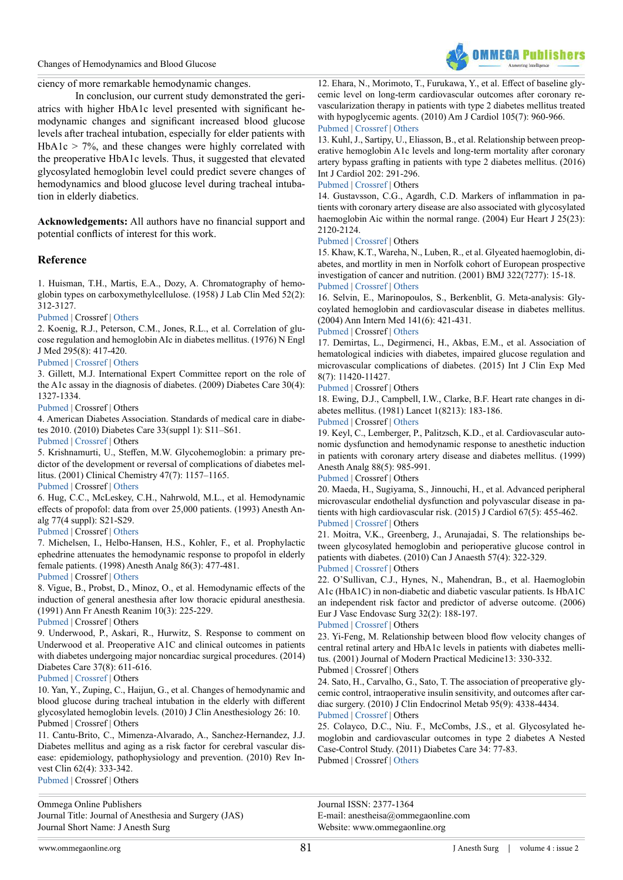ciency of more remarkable hemodynamic changes.

In conclusion, our current study demonstrated the geriatrics with higher HbA1c level presented with significant hemodynamic changes and significant increased blood glucose levels after tracheal intubation, especially for elder patients with HbA1c > 7%, and these changes were highly correlated with the preoperative HbA1c levels. Thus, it suggested that elevated glycosylated hemoglobin level could predict severe changes of hemodynamics and blood glucose level during tracheal intubation in elderly diabetics.

**Acknowledgements:** All authors have no financial support and potential conflicts of interest for this work.

## Reference

1. Huisman, T.H., Martis, E.A., Dozy, A. Chromatography of hemoglobin types on carboxymethylcellulose. (1958) J Lab Clin Med 52(2): 312-3127.
Pubmed | Crossref | Others
2. Koenig, R.J., Peterson, C.M., Jones, R.L., et al. Correlation of glucose regulation and hemoglobin AIc in diabetes mellitus. (1976) N Engl J Med 295(8): 417-420.
Pubmed | Crossref | Others
3. Gillett, M.J. International Expert Committee report on the role of the A1c assay in the diagnosis of diabetes. (2009) Diabetes Care 30(4): 1327-1334.
Pubmed | Crossref | Others
4. American Diabetes Association. Standards of medical care in diabetes 2010. (2010) Diabetes Care 33(suppl 1): S11–S61.
Pubmed | Crossref | Others
5. Krishnamurti, U., Steffen, M.W. Glycohemoglobin: a primary predictor of the development or reversal of complications of diabetes mellitus. (2001) Clinical Chemistry 47(7): 1157–1165.
Pubmed | Crossref | Others
6. Hug, C.C., McLeskey, C.H., Nahrwold, M.L., et al. Hemodynamic effects of propofol: data from over 25,000 patients. (1993) Anesth Analg 77(4 suppl): S21-S29.
Pubmed | Crossref | Others
7. Michelsen, I., Helbo-Hansen, H.S., Kohler, F., et al. Prophylactic ephedrine attenuates the hemodynamic response to propofol in elderly female patients. (1998) Anesth Analg 86(3): 477-481.
Pubmed | Crossref | Others
8. Vigue, B., Probst, D., Minoz, O., et al. Hemodynamic effects of the induction of general anesthesia after low thoracic epidural anesthesia. (1991) Ann Fr Anesth Reanim 10(3): 225-229.
Pubmed | Crossref | Others
9. Underwood, P., Askari, R., Hurwitz, S. Response to comment on Underwood et al. Preoperative A1C and clinical outcomes in patients with diabetes undergoing major noncardiac surgical procedures. (2014) Diabetes Care 37(8): 611-616.
Pubmed | Crossref | Others
10. Yan, Y., Zuping, C., Haijun, G., et al. Changes of hemodynamic and blood glucose during tracheal intubation in the elderly with different glycosylated hemoglobin levels. (2010) J Clin Anesthesiology 26: 10.
Pubmed | Crossref | Others
11. Cantu-Brito, C., Mimenza-Alvarado, A., Sanchez-Hernandez, J.J. Diabetes mellitus and aging as a risk factor for cerebral vascular disease: epidemiology, pathophysiology and prevention. (2010) Rev Invest Clin 62(4): 333-342.
Pubmed | Crossref | Others
12. Ehara, N., Morimoto, T., Furukawa, Y., et al. Effect of baseline glycemic level on long-term cardiovascular outcomes after coronary revascularization therapy in patients with type 2 diabetes mellitus treated with hypoglycemic agents. (2010) Am J Cardiol 105(7): 960-966.
Pubmed | Crossref | Others
13. Kuhl, J., Sartipy, U., Eliasson, B., et al. Relationship between preoperative hemoglobin A1c levels and long-term mortality after coronary artery bypass grafting in patients with type 2 diabetes mellitus. (2016) Int J Cardiol 202: 291-296.
Pubmed | Crossref | Others
14. Gustavsson, C.G., Agardh, C.D. Markers of inflammation in patients with coronary artery disease are also associated with glycosylated haemoglobin Aic within the normal range. (2004) Eur Heart J 25(23): 2120-2124.
Pubmed | Crossref | Others
15. Khaw, K.T., Wareha, N., Luben, R., et al. Glyeated haemoglobin, diabetes, and mortlity in men in Norfolk cohort of European prospective investigation of cancer and nutrition. (2001) BMJ 322(7277): 15-18.
Pubmed | Crossref | Others
16. Selvin, E., Marinopoulos, S., Berkenblit, G. Meta-analysis: Glycoylated hemoglobin and cardiovascular disease in diabetes mellitus. (2004) Ann Intern Med 141(6): 421-431.
Pubmed | Crossref | Others
17. Demirtas, L., Degirmenci, H., Akbas, E.M., et al. Association of hematological indicies with diabetes, impaired glucose regulation and microvascular complications of diabetes. (2015) Int J Clin Exp Med 8(7): 11420-11427.
Pubmed | Crossref | Others
18. Ewing, D.J., Campbell, I.W., Clarke, B.F. Heart rate changes in diabetes mellitus. (1981) Lancet 1(8213): 183-186.
Pubmed | Crossref | Others
19. Keyl, C., Lemberger, P., Palitzsch, K.D., et al. Cardiovascular autonomic dysfunction and hemodynamic response to anesthetic induction in patients with coronary artery disease and diabetes mellitus. (1999) Anesth Analg 88(5): 985-991.
Pubmed | Crossref | Others
20. Maeda, H., Sugiyama, S., Jinnouchi, H., et al. Advanced peripheral microvascular endothelial dysfunction and polyvascular disease in patients with high cardiovascular risk. (2015) J Cardiol 67(5): 455-462.
Pubmed | Crossref | Others
21. Moitra, V.K., Greenberg, J., Arunajadai, S. The relationships between glycosylated hemoglobin and perioperative glucose control in patients with diabetes. (2010) Can J Anaesth 57(4): 322-329.
Pubmed | Crossref | Others
22. O'Sullivan, C.J., Hynes, N., Mahendran, B., et al. Haemoglobin A1c (HbA1C) in non-diabetic and diabetic vascular patients. Is HbA1C an independent risk factor and predictor of adverse outcome. (2006) Eur J Vasc Endovasc Surg 32(2): 188-197.
Pubmed | Crossref | Others
23. Yi-Feng, M. Relationship between blood flow velocity changes of central retinal artery and HbA1c levels in patients with diabetes mellitus. (2001) Journal of Modern Practical Medicine13: 330-332.
Pubmed | Crossref | Others
24. Sato, H., Carvalho, G., Sato, T. The association of preoperative glycemic control, intraoperative insulin sensitivity, and outcomes after cardiac surgery. (2010) J Clin Endocrinol Metab 95(9): 4338-4434.
Pubmed | Crossref | Others
25. Colayco, D.C., Niu. F., McCombs, J.S., et al. Glycosylated hemoglobin and cardiovascular outcomes in type 2 diabetes A Nested Case-Control Study. (2011) Diabetes Care 34: 77-83.
Pubmed | Crossref | Others

Ommega Online Publishers
Journal Title: Journal of Anesthesia and Surgery (JAS)
Journal Short Name: J Anesth Surg

Journal ISSN: 2377-1364
E-mail: anestheisa@ommegaonline.com
Website: www.ommegaonline.org